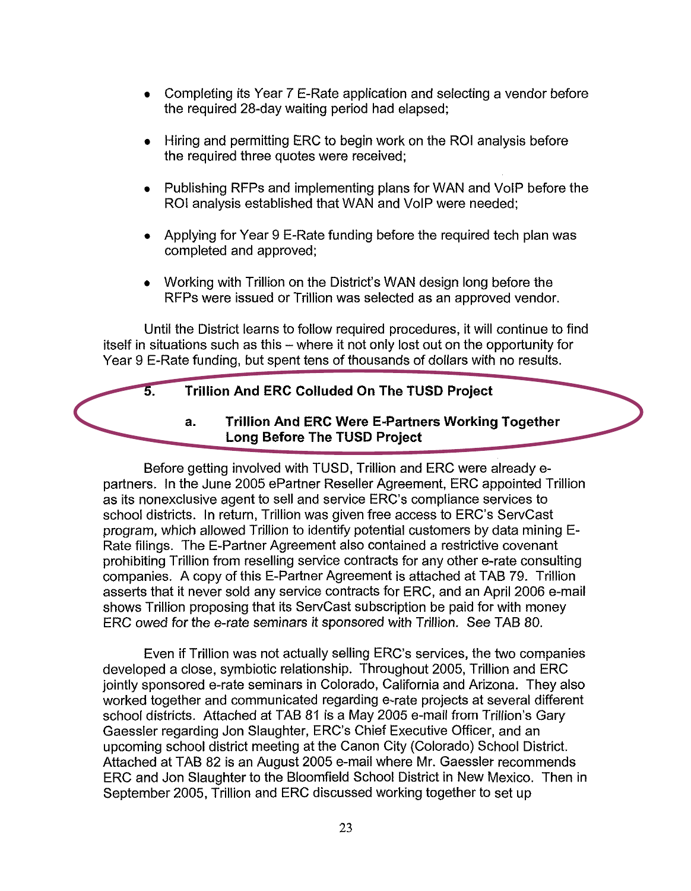- Completing its Year 7 E-Rate application and selecting a vendor before the required 28-day waiting period had elapsed;
- Hiring and permitting ERC to begin work on the ROI analysis before the required three quotes were received;
- Publishing RFPs and implementing plans for WAN and VoIP before the ROI analysis established that WAN and VoIP were needed;
- Applying for Year 9 E-Rate funding before the required tech plan was completed and approved;
- Working with Trillion on the District's WAN design long before the RFPs were issued or Trillion was selected as an approved vendor.

Until the District learns to follow required procedures, it will continue to find itself in situations such as this – where it not only lost out on the opportunity for Year 9 E-Rate funding, but spent tens of thousands of dollars with no results.

### 5. Trillion And ERC Colluded On The TUSD Project

#### a. Trillion And ERC Were E-Partners Working Together Long Before The TUSD Project

Before getting involved with TUSD, Trillion and ERC were already e-partners. In the June 2005 ePartner Reseller Agreement, ERC appointed Trillion as its nonexclusive agent to sell and service ERC's compliance services to school districts. In return, Trillion was given free access to ERC's ServCast program, which allowed Trillion to identify potential customers by data mining E-Rate filings. The E-Partner Agreement also contained a restrictive covenant prohibiting Trillion from reselling service contracts for any other e-rate consulting companies. A copy of this E-Partner Agreement is attached at TAB 79. Trillion asserts that it never sold any service contracts for ERC, and an April 2006 e-mail shows Trillion proposing that its ServCast subscription be paid for with money ERC owed for the e-rate seminars it sponsored with Trillion. See TAB 80.

Even if Trillion was not actually selling ERC's services, the two companies developed a close, symbiotic relationship. Throughout 2005, Trillion and ERC jointly sponsored e-rate seminars in Colorado, California and Arizona. They also worked together and communicated regarding e-rate projects at several different school districts. Attached at TAB 81 is a May 2005 e-mail from Trillion's Gary Gaessler regarding Jon Slaughter, ERC's Chief Executive Officer, and an upcoming school district meeting at the Canon City (Colorado) School District. Attached at TAB 82 is an August 2005 e-mail where Mr. Gaessler recommends ERC and Jon Slaughter to the Bloomfield School District in New Mexico. Then in September 2005, Trillion and ERC discussed working together to set up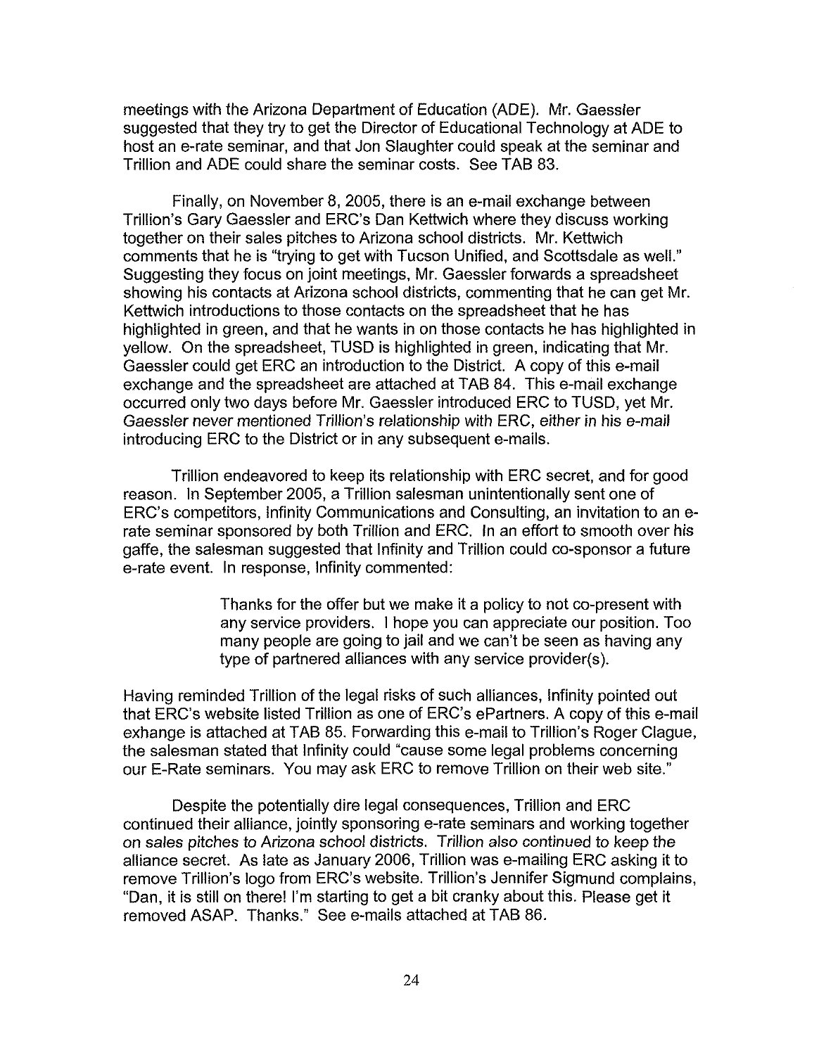meetings with the Arizona Department of Education (ADE). Mr. Gaessler suggested that they try to get the Director of Educational Technology at ADE to host an e-rate seminar, and that Jon Slaughter could speak at the seminar and Trillion and ADE could share the seminar costs. See TAB 83.

Finally, on November 8, 2005, there is an e-mail exchange between Trillion's Gary Gaessler and ERC's Dan Kettwich where they discuss working together on their sales pitches to Arizona school districts. Mr. Kettwich comments that he is "trying to get with Tucson Unified, and Scottsdale as well." Suggesting they focus on joint meetings, Mr. Gaessler forwards a spreadsheet showing his contacts at Arizona school districts, commenting that he can get Mr. Kettwich introductions to those contacts on the spreadsheet that he has highlighted in green, and that he wants in on those contacts he has highlighted in yellow. On the spreadsheet, TUSD is highlighted in green, indicating that Mr. Gaessler could get ERC an introduction to the District. A copy of this e-mail exchange and the spreadsheet are attached at TAB 84. This e-mail exchange occurred only two days before Mr. Gaessler introduced ERC to TUSD, yet Mr. Gaessler never mentioned Trillion's relationship with ERC, either in his e-mail introducing ERC to the District or in any subsequent e-mails.

Trillion endeavored to keep its relationship with ERC secret, and for good reason. In September 2005, a Trillion salesman unintentionally sent one of ERC's competitors, Infinity Communications and Consulting, an invitation to an e-rate seminar sponsored by both Trillion and ERC. In an effort to smooth over his gaffe, the salesman suggested that Infinity and Trillion could co-sponsor a future e-rate event. In response, Infinity commented:

> Thanks for the offer but we make it a policy to not co-present with any service providers. I hope you can appreciate our position. Too many people are going to jail and we can't be seen as having any type of partnered alliances with any service provider(s).

Having reminded Trillion of the legal risks of such alliances, Infinity pointed out that ERC's website listed Trillion as one of ERC's ePartners. A copy of this e-mail exhange is attached at TAB 85. Forwarding this e-mail to Trillion's Roger Clague, the salesman stated that Infinity could "cause some legal problems concerning our E-Rate seminars. You may ask ERC to remove Trillion on their web site."

Despite the potentially dire legal consequences, Trillion and ERC continued their alliance, jointly sponsoring e-rate seminars and working together on sales pitches to Arizona school districts. Trillion also continued to keep the alliance secret. As late as January 2006, Trillion was e-mailing ERC asking it to remove Trillion's logo from ERC's website. Trillion's Jennifer Sigmund complains, "Dan, it is still on there! I'm starting to get a bit cranky about this. Please get it removed ASAP. Thanks." See e-mails attached at TAB 86.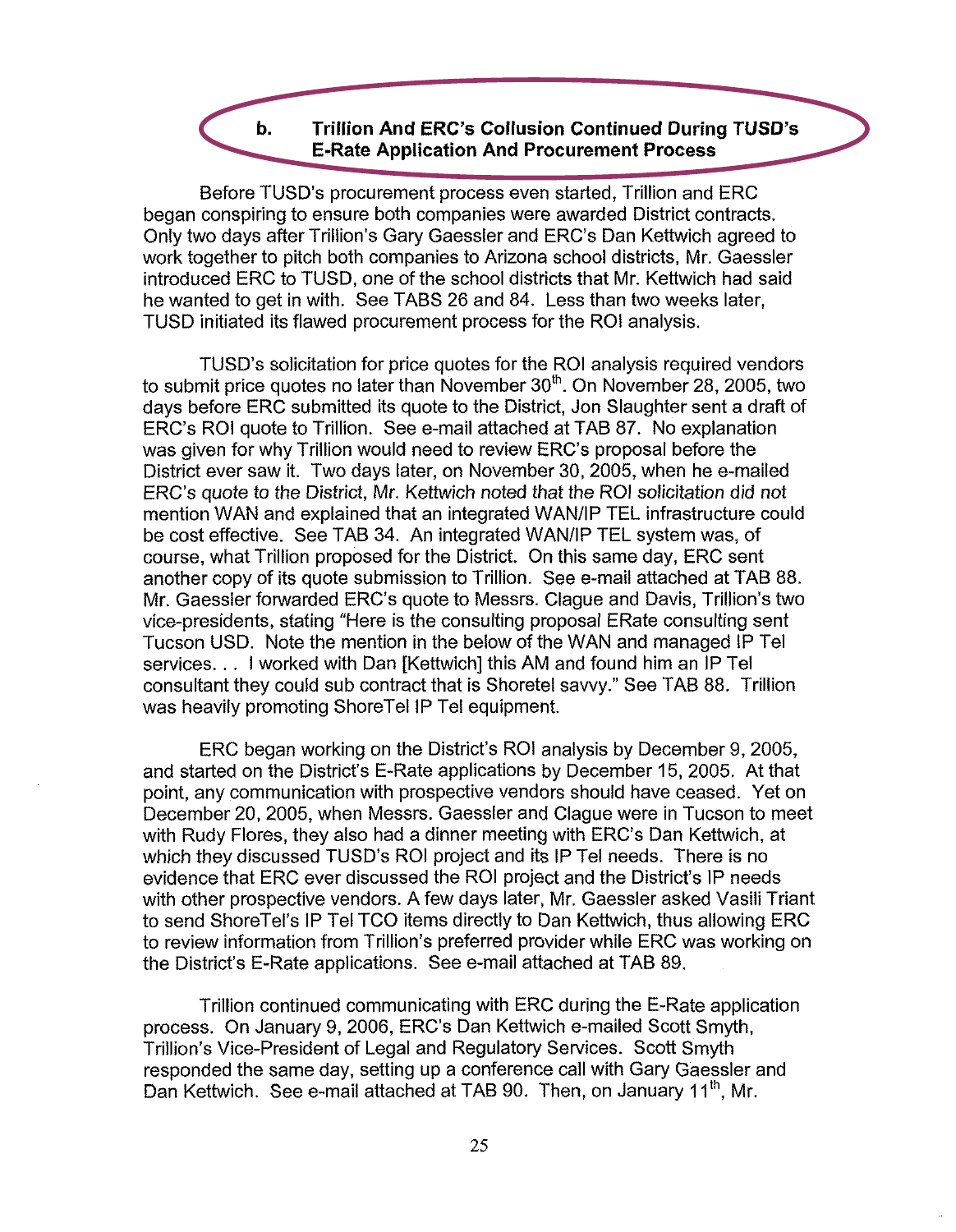### b. Trillion And ERC's Collusion Continued During TUSD's E-Rate Application And Procurement Process

Before TUSD's procurement process even started, Trillion and ERC began conspiring to ensure both companies were awarded District contracts. Only two days after Trillion's Gary Gaessler and ERC's Dan Kettwich agreed to work together to pitch both companies to Arizona school districts, Mr. Gaessler introduced ERC to TUSD, one of the school districts that Mr. Kettwich had said he wanted to get in with. See TABS 26 and 84. Less than two weeks later, TUSD initiated its flawed procurement process for the ROI analysis.

TUSD's solicitation for price quotes for the ROI analysis required vendors to submit price quotes no later than November 30th. On November 28, 2005, two days before ERC submitted its quote to the District, Jon Slaughter sent a draft of ERC's ROI quote to Trillion. See e-mail attached at TAB 87. No explanation was given for why Trillion would need to review ERC's proposal before the District ever saw it. Two days later, on November 30, 2005, when he e-mailed ERC's quote to the District, Mr. Kettwich noted that the ROI solicitation did not mention WAN and explained that an integrated WAN/IP TEL infrastructure could be cost effective. See TAB 34. An integrated WAN/IP TEL system was, of course, what Trillion proposed for the District. On this same day, ERC sent another copy of its quote submission to Trillion. See e-mail attached at TAB 88. Mr. Gaessler forwarded ERC's quote to Messrs. Clague and Davis, Trillion's two vice-presidents, stating "Here is the consulting proposal ERate consulting sent Tucson USD. Note the mention in the below of the WAN and managed IP Tel services. . . I worked with Dan [Kettwich] this AM and found him an IP Tel consultant they could sub contract that is Shoretel savvy." See TAB 88. Trillion was heavily promoting ShoreTel IP Tel equipment.

ERC began working on the District's ROI analysis by December 9, 2005, and started on the District's E-Rate applications by December 15, 2005. At that point, any communication with prospective vendors should have ceased. Yet on December 20, 2005, when Messrs. Gaessler and Clague were in Tucson to meet with Rudy Flores, they also had a dinner meeting with ERC's Dan Kettwich, at which they discussed TUSD's ROI project and its IP Tel needs. There is no evidence that ERC ever discussed the ROI project and the District's IP needs with other prospective vendors. A few days later, Mr. Gaessler asked Vasili Triant to send ShoreTel's IP Tel TCO items directly to Dan Kettwich, thus allowing ERC to review information from Trillion's preferred provider while ERC was working on the District's E-Rate applications. See e-mail attached at TAB 89.

Trillion continued communicating with ERC during the E-Rate application process. On January 9, 2006, ERC's Dan Kettwich e-mailed Scott Smyth, Trillion's Vice-President of Legal and Regulatory Services. Scott Smyth responded the same day, setting up a conference call with Gary Gaessler and Dan Kettwich. See e-mail attached at TAB 90. Then, on January 11th, Mr.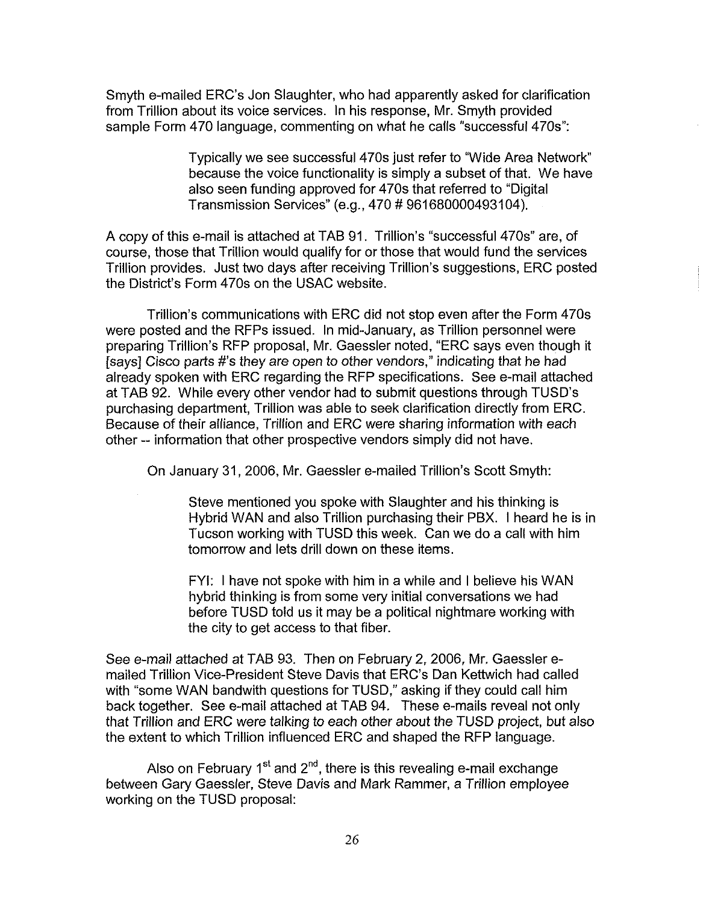Smyth e-mailed ERC's Jon Slaughter, who had apparently asked for clarification from Trillion about its voice services. In his response, Mr. Smyth provided sample Form 470 language, commenting on what he calls "successful 470s":

> Typically we see successful 470s just refer to "Wide Area Network" because the voice functionality is simply a subset of that. We have also seen funding approved for 470s that referred to "Digital Transmission Services" (e.g., 470 # 961680000493104).

A copy of this e-mail is attached at TAB 91. Trillion's "successful 470s" are, of course, those that Trillion would qualify for or those that would fund the services Trillion provides. Just two days after receiving Trillion's suggestions, ERC posted the District's Form 470s on the USAC website.

Trillion's communications with ERC did not stop even after the Form 470s were posted and the RFPs issued. In mid-January, as Trillion personnel were preparing Trillion's RFP proposal, Mr. Gaessler noted, "ERC says even though it [says] *Cisco parts #'s they are open to other vendors*," indicating that he had already spoken with ERC regarding the RFP specifications. See e-mail attached at TAB 92. While every other vendor had to submit questions through TUSD's purchasing department, Trillion was able to seek clarification directly from ERC. Because of their alliance, Trillion and ERC were sharing information with each other -- information that other prospective vendors simply did not have.

On January 31, 2006, Mr. Gaessler e-mailed Trillion's Scott Smyth:

> Steve mentioned you spoke with Slaughter and his thinking is Hybrid WAN and also Trillion purchasing their PBX. I heard he is in Tucson working with TUSD this week. Can we do a call with him tomorrow and lets drill down on these items.
>
> FYI: I have not spoke with him in a while and I believe his WAN hybrid thinking is from some very initial conversations we had before TUSD told us it may be a political nightmare working with the city to get access to that fiber.

See e-mail attached at TAB 93. Then on February 2, 2006, Mr. Gaessler e-mailed Trillion Vice-President Steve Davis that ERC's Dan Kettwich had called with "some WAN bandwith questions for TUSD," asking if they could call him back together. See e-mail attached at TAB 94. These e-mails reveal not only that *Trillion and ERC were talking to each other about the TUSD project*, but also the extent to which Trillion influenced ERC and shaped the RFP language.

Also on February 1st and 2nd, there is this revealing e-mail exchange between Gary Gaessler, Steve Davis and Mark Rammer, a Trillion employee working on the TUSD proposal: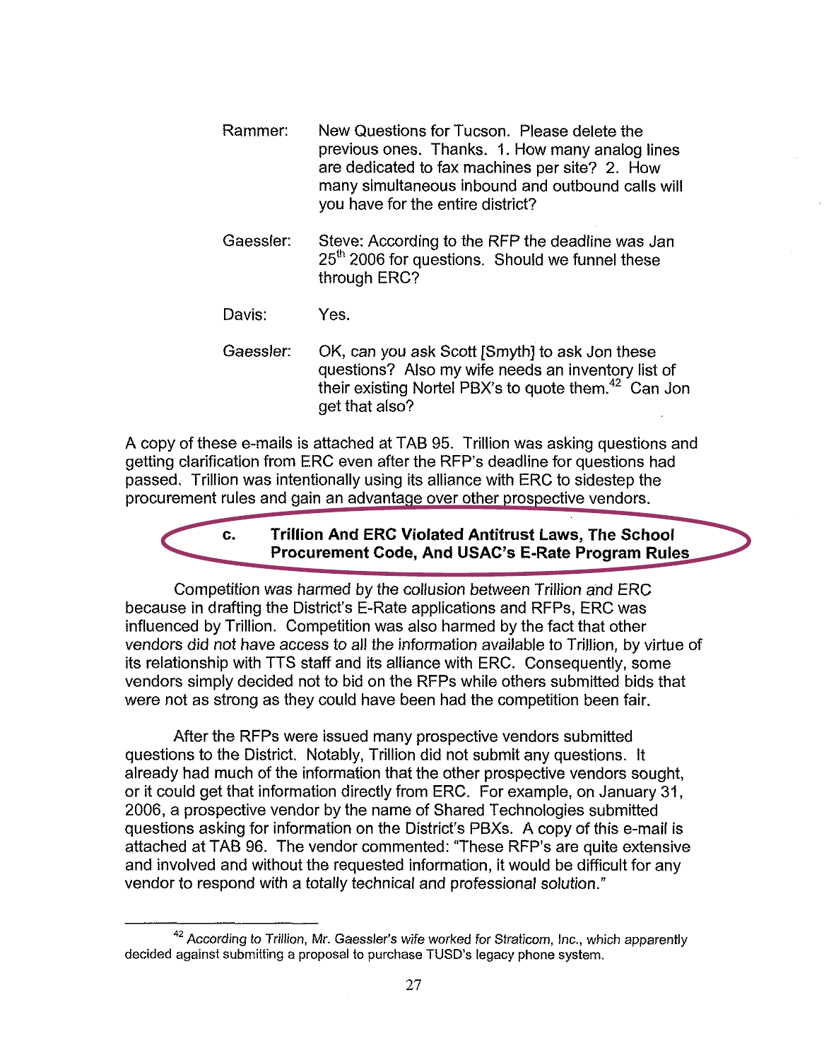Rammer: New Questions for Tucson. Please delete the previous ones. Thanks. 1. How many analog lines are dedicated to fax machines per site? 2. How many simultaneous inbound and outbound calls will you have for the entire district?

Gaessler: Steve: According to the RFP the deadline was Jan 25th 2006 for questions. Should we funnel these through ERC?

Davis: Yes.

Gaessler: OK, can you ask Scott [Smyth] to ask Jon these questions? Also my wife needs an inventory list of their existing Nortel PBX's to quote them.[42] Can Jon get that also?

A copy of these e-mails is attached at TAB 95. Trillion was asking questions and getting clarification from ERC even after the RFP's deadline for questions had passed. Trillion was intentionally using its alliance with ERC to sidestep the procurement rules and gain an advantage over other prospective vendors.

### c. Trillion And ERC Violated Antitrust Laws, The School Procurement Code, And USAC's E-Rate Program Rules

Competition was harmed by the collusion between Trillion and ERC because in drafting the District's E-Rate applications and RFPs, ERC was influenced by Trillion. Competition was also harmed by the fact that other vendors did not have access to all the information available to Trillion, by virtue of its relationship with TTS staff and its alliance with ERC. Consequently, some vendors simply decided not to bid on the RFPs while others submitted bids that were not as strong as they could have been had the competition been fair.

After the RFPs were issued many prospective vendors submitted questions to the District. Notably, Trillion did not submit any questions. It already had much of the information that the other prospective vendors sought, or it could get that information directly from ERC. For example, on January 31, 2006, a prospective vendor by the name of Shared Technologies submitted questions asking for information on the District's PBXs. A copy of this e-mail is attached at TAB 96. The vendor commented: "These RFP's are quite extensive and involved and without the requested information, it would be difficult for any vendor to respond with a totally technical and professional solution."

---

[42] *According to Trillion, Mr. Gaessler's wife worked for Straticom, Inc., which apparently decided against submitting a proposal to purchase TUSD's legacy phone system.*